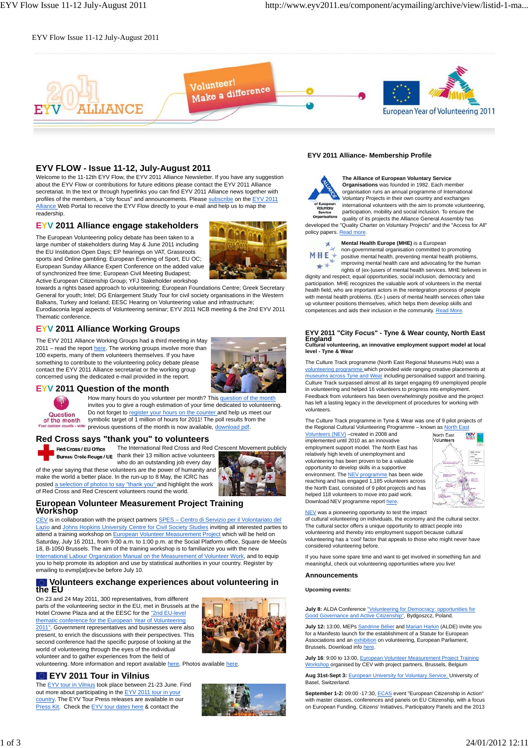EYV Flow Issue 11-12 July-August 2011

## EYV FLOW - Issue 11-12, July-August 2011

Welcome to the 11-12th EYV Flow, the EYV 2011 Alliance Newsletter. If you have any suggestion about the EYV Flow or contributions for future editions please contact the EYV 2011 Alliance secretariat. In the text or through hyperlinks you can find EYV 2011 Alliance news together with profiles of the members, a "city focus" and announcements. Please subscribe on the EYV 2011 Alliance Web Portal to receive the EYV Flow directly to your e-mail and help us to map the readership.

## EYV 2011 Alliance engage stakeholders

The European Volunteering policy debate has been taken to a large number of stakeholders during May & June 2011 including the EU Institution Open Days; EP hearings on VAT, Grassroots sports and Online gambling; European Evening of Sport, EU OC; European Sunday Alliance Expert Conference on the added value of synchronized free time; European Civil Meeting Budapest; Active European Citizenship Group; YFJ Stakeholder workshop towards a rights based approach to volunteering; European Foundations Centre; Greek Secretary General for youth; Intel; DG Enlargement Study Tour for civil society organisations in the Western Balkans, Turkey and Iceland; EESC Hearing on Volunteering value and infrastructure; Eurodiaconia legal aspects of Volunteering seminar; EYV 2011 NCB meeting & the 2nd EYV 2011 Thematic conference.

## EYV 2011 Alliance Working Groups

The EYV 2011 Alliance Working Groups had a third meeting in May 2011 – read the report here. The working groups involve more than 100 experts, many of them volunteers themselves. If you have something to contribute to the volunteering policy debate please contact the EYV 2011 Alliance secretariat or the working group concerned using the dedicated e-mail provided in the report.

## EYV 2011 Question of the month

How many hours do you volunteer per month? This question of the month invites you to give a rough estimation of your time dedicated to volunteering. Do not forget to register your hours on the counter and help us meet our symbolic target of 1 million of hours for 2011! The poll results from the previous questions of the month is now available, download pdf.

## Red Cross says "thank you" to volunteers

The International Red Cross and Red Crescent Movement publicly thank their 13 million active volunteers who do an outstanding job every day of the year saying that these volunteers are the power of humanity and make the world a better place. In the run-up to 8 May, the ICRC has posted a selection of photos to say "thank you" and highlight the work of Red Cross and Red Crescent volunteers round the world.

## European Volunteer Measurement Project Training Workshop

CEV is in collaboration with the project partners SPES – Centro di Servizio per il Volontariato del Lazio and Johns Hopkins University Centre for Civil Society Studies inviting all interested parties to attend a training workshop on European Volunteer Measurement Project which will be held on Saturday, July 16 2011, from 9:00 a.m. to 1:00 p.m. at the Social Platform office, Square de Meeûs 18, B-1050 Brussels. The aim of the training workshop is to familiarize you with the new International Labour Organization Manual on the Measurement of Volunteer Work, and to equip you to help promote its adoption and use by statistical authorities in your country. Register by emailing to evmp[at]cev.be before July 10.

## Volunteers exchange experiences about volunteering in the EU

On 23 and 24 May 2011, 300 representatives, from different parts of the volunteering sector in the EU, met in Brussels at the Hotel Crowne Plaza and at the EESC for the "2nd EU-level thematic conference for the European Year of Volunteering 2011". Government representatives and businesses were also present, to enrich the discussions with their perspectives. This second conference had the specific purpose of looking at the world of volunteering through the eyes of the individual volunteer and to gather experiences from the field of volunteering. More information and report available here. Photos available here.

## EYV 2011 Tour in Vilnius

The EYV tour in Vilnius took place between 21-23 June. Find out more about participating in the EYV 2011 tour in your country. The EYV Tour Press releases are available in our Press Kit. Check the EYV tour dates here & contact the

## EYV 2011 Alliance- Membership Profile

**The Alliance of European Voluntary Service Organisations** was founded in 1982. Each member organisation runs an annual programme of International Voluntary Projects in their own country and exchanges international volunteers with the aim to promote volunteering, participation, mobility and social inclusion. To ensure the quality of its projects the Alliance General Assembly has developed the "Quality Charter on Voluntary Projects" and the "Access for All" policy papers. Read more.

**Mental Health Europe (MHE)** is a European non-governmental organisation committed to promoting positive mental health, preventing mental health problems, improving mental health care and advocating for the human rights of (ex-)users of mental health services. MHE believes in dignity and respect, equal opportunities, social inclusion, democracy and participation. MHE recognizes the valuable work of volunteers in the mental health field, who are important actors in the reintegration process of people with mental health problems. (Ex-) users of mental health services often take up volunteer positions themselves, which helps them develop skills and competences and aids their inclusion in the community. Read More.

## EYV 2011 "City Focus" - Tyne & Wear county, North East England

**Cultural volunteering, an innovative employment support model at local level - Tyne & Wear**

The Culture Track programme (North East Regional Museums Hub) was a volunteering programme which provided wide ranging creative placements at museums across Tyne and Wear including personalised support and training. Culture Track surpassed almost all its target engaging 69 unemployed people in volunteering and helped 16 volunteers to progress into employment. Feedback from volunteers has been overwhelmingly positive and the project has left a lasting legacy in the development of procedures for working with volunteers.

The Culture Track programme in Tyne & Wear was one of 9 pilot projects of the Regional Cultural Volunteering Programme – known as North East Volunteers (NEV) –created in 2008 and implemented until 2010 as an innovative employment support model. The North East has relatively high levels of unemployment and volunteering has been proven to be a valuable opportunity to develop skills in a supportive environment. The NEV programme has been wide reaching and has engaged 1,185 volunteers across the North East, consisted of 9 pilot projects and has helped 118 volunteers to move into paid work. Download NEV programme report here.

NEV was a pioneering opportunity to test the impact of cultural volunteering on individuals, the economy and the cultural sector. The cultural sector offers a unique opportunity to attract people into volunteering and thereby into employment support because cultural volunteering has a 'cool' factor that appeals to those who might never have considered volunteering before.

If you have some spare time and want to get involved in something fun and meaningful, check out volunteering opportunities where you live!

## Announcements

**Upcoming events:**

**July 8:** ALDA Conference "Volunteering for Democracy: opportunities for Good Governance and Active Citizenship", Bydgoszcz, Poland.

**July 12:** 13:00, MEPs Sandrine Bélier and Marian Harkin (ALDE) invite you for a Manifesto launch for the establishment of a Statute for European Associations and an exhibition on volunteering, European Parliament, Brussels. Download info here.

**July 16**: 9:00 to 13:00, European Volunteer Measurement Project Training Workshop organised by CEV with project partners, Brussels, Belgium

**Aug 31st-Sept 3:** European University for Voluntary Service, University of Basel, Switzerland.

**September 1-2:** 09:00 -17:30, ECAS event "European Citizenship in Action" with master classes, conferences and panels on EU Citizenship, with a focus on European Funding, Citizens' Initiatives, Participatory Panels and the 2013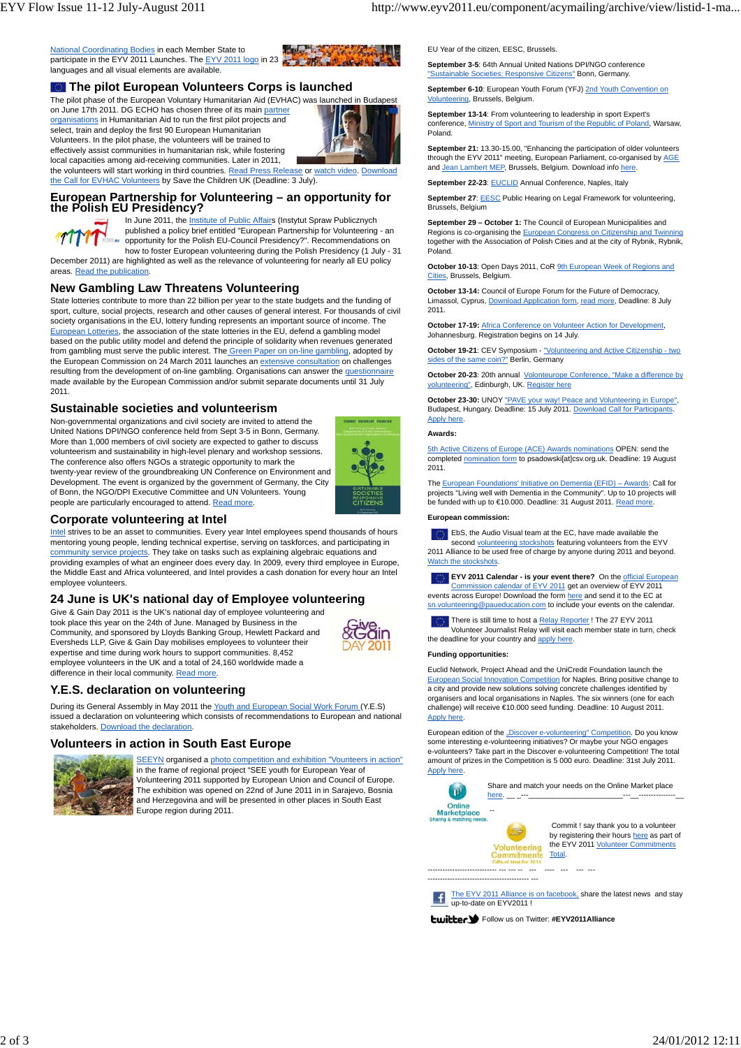National Coordinating Bodies in each Member State to participate in the EYV 2011 Launches. The EYV 2011 logo in 23 languages and all visual elements are available.

## The pilot European Volunteers Corps is launched

The pilot phase of the European Voluntary Humanitarian Aid (EVHAC) was launched in Budapest on June 17th 2011. DG ECHO has chosen three of its main partner organisations in Humanitarian Aid to run the first pilot projects and select, train and deploy the first 90 European Humanitarian Volunteers. In the pilot phase, the volunteers will be trained to effectively assist communities in humanitarian risk, while fostering local capacities among aid-receiving communities. Later in 2011, the volunteers will start working in third countries. Read Press Release or watch video. Download the Call for EVHAC Volunteers by Save the Children UK (Deadline: 3 July).

## European Partnership for Volunteering – an opportunity for the Polish EU Presidency?

In June 2011, the Institute of Public Affairs (Instytut Spraw Publicznych published a policy brief entitled "European Partnership for Volunteering - an opportunity for the Polish EU-Council Presidency?". Recommendations on how to foster European volunteering during the Polish Presidency (1 July - 31 December 2011) are highlighted as well as the relevance of volunteering for nearly all EU policy areas. Read the publication.

## New Gambling Law Threatens Volunteering

State lotteries contribute to more than 22 billion per year to the state budgets and the funding of sport, culture, social projects, research and other causes of general interest. For thousands of civil society organisations in the EU, lottery funding represents an important source of income. The European Lotteries, the association of the state lotteries in the EU, defend a gambling model based on the public utility model and defend the principle of solidarity when revenues generated from gambling must serve the public interest. The Green Paper on on-line gambling, adopted by the European Commission on 24 March 2011 launches an extensive consultation on challenges resulting from the development of on-line gambling. Organisations can answer the questionnaire made available by the European Commission and/or submit separate documents until 31 July 2011.

## Sustainable societies and volunteerism

Non-governmental organizations and civil society are invited to attend the United Nations DPI/NGO conference held from Sept 3-5 in Bonn, Germany. More than 1,000 members of civil society are expected to gather to discuss volunteerism and sustainability in high-level plenary and workshop sessions. The conference also offers NGOs a strategic opportunity to mark the twenty-year review of the groundbreaking UN Conference on Environment and Development. The event is organized by the government of Germany, the City of Bonn, the NGO/DPI Executive Committee and UN Volunteers. Young people are particularly encouraged to attend. Read more.

## Corporate volunteering at Intel

Intel strives to be an asset to communities. Every year Intel employees spend thousands of hours mentoring young people, lending technical expertise, serving on taskforces, and participating in community service projects. They take on tasks such as explaining algebraic equations and providing examples of what an engineer does every day. In 2009, every third employee in Europe, the Middle East and Africa volunteered, and Intel provides a cash donation for every hour an Intel employee volunteers.

## 24 June is UK's national day of Employee volunteering

Give & Gain Day 2011 is the UK's national day of employee volunteering and took place this year on the 24th of June. Managed by Business in the Community, and sponsored by Lloyds Banking Group, Hewlett Packard and Eversheds LLP, Give & Gain Day mobilises employees to volunteer their expertise and time during work hours to support communities. 8,452 employee volunteers in the UK and a total of 24,160 worldwide made a difference in their local community. Read more.

## Y.E.S. declaration on volunteering

During its General Assembly in May 2011 the Youth and European Social Work Forum (Y.E.S) issued a declaration on volunteering which consists of recommendations to European and national stakeholders. Download the declaration.

## Volunteers in action in South East Europe

SEEYN organised a photo competition and exhibition "Vounteers in action" in the frame of regional project "SEE youth for European Year of Volunteering 2011 supported by European Union and Council of Europe. The exhibition was opened on 22nd of June 2011 in Sarajevo, Bosnia and Herzegovina and will be presented in other places in South East Europe region during 2011.

EU Year of the citizen, EESC, Brussels.

**September 3-5**: 64th Annual United Nations DPI/NGO conference "Sustainable Societies; Responsive Citizens" Bonn, Germany.

**September 6-10**: European Youth Forum (YFJ) 2nd Youth Convention on Volunteering, Brussels, Belgium.

**September 13-14**: From volunteering to leadership in sport Expert's conference, Ministry of Sport and Tourism of the Republic of Poland, Warsaw, Poland.

**September 21:** 13.30-15.00, "Enhancing the participation of older volunteers through the EYV 2011" meeting, European Parliament, co-organised by AGE and Jean Lambert MEP, Brussels, Belgium. Download info here.

**September 22-23**: EUCLID Annual Conference, Naples, Italy

**September 27**: EESC Public Hearing on Legal Framework for volunteering, Brussels, Belgium

**September 29 – October 1**: The Council of European Municipalities and Regions is co-organising the European Congress on Citizenship and Twinning together with the Association of Polish Cities and at the city of Rybnik, Rybnik, Poland.

**October 10-13**: Open Days 2011, CoR 9th European Week of Regions and Cities, Brussels, Belgium.

**October 13-14:** Council of Europe Forum for the Future of Democracy, Limassol, Cyprus, Download Application form, read more, Deadline: 8 July 2011.

**October 17-19:** Africa Conference on Volunteer Action for Development, Johannesburg. Registration begins on 14 July.

**October 19-21**: CEV Symposium - "Volunteering and Active Citizenship - two sides of the same coin?" Berlin, Germany

**October 20-22**: 20th annual Volunteurope Conference, "Make a difference by volunteering", Edinburgh, UK. Register here

**October 23-30:** UNOY "PAVE your way! Peace and Volunteering in Europe", Budapest, Hungary. Deadline: 15 July 2011. Download Call for Participants. Apply here.

**Awards:**

5th Active Citizens of Europe (ACE) Awards nominations OPEN: send the completed nomination form to psadowski[at]csv.org.uk. Deadline: 19 August 2011.

The European Foundations' Initiative on Dementia (EFID) – Awards: Call for projects "Living well with Dementia in the Community". Up to 10 projects will be funded with up to €10.000. Deadline: 31 August 2011. Read more.

**European commission:**

EbS, the Audio Visual team at the EC, have made available the second volunteering stockshots featuring volunteers from the EYV 2011 Alliance to be used free of charge by anyone during 2011 and beyond. Watch the stockshots.

**EYV 2011 Calendar - is your event there?** On the official European Commission calendar of EYV 2011 get an overview of EYV 2011 events across Europe! Download the form here and send it to the EC at sn.volunteering@paueducation.com to include your events on the calendar.

There is still time to host a Relay Reporter ! The 27 EYV 2011 Volunteer Journalist Relay will visit each member state in turn, check the deadline for your country and apply here.

**Funding opportunities:**

Euclid Network, Project Ahead and the UniCredit Foundation launch the European Social Innovation Competition for Naples. Bring positive change to a city and provide new solutions solving concrete challenges identified by organisers and local organisations in Naples. The six winners (for each challenge) will receive €10.000 seed funding. Deadline: 10 August 2011. Apply here.

European edition of the "Discover e-volunteering" Competition. Do you know some interesting e-volunteering initiatives? Or maybe your NGO engages e-volunteers? Take part in the Discover e-volunteering Competition! The total amount of prizes in the Competition is 5 000 euro. Deadline: 31st July 2011. Apply here.

Share and match your needs on the Online Market place here.

Commit ! say thank you to a volunteer by registering their hours here as part of the EYV 2011 Volunteer Commitments Total.

The EYV 2011 Alliance is on facebook, share the latest news and stay up-to-date on EYV2011 !

Follow us on Twitter: **#EYV2011Alliance**